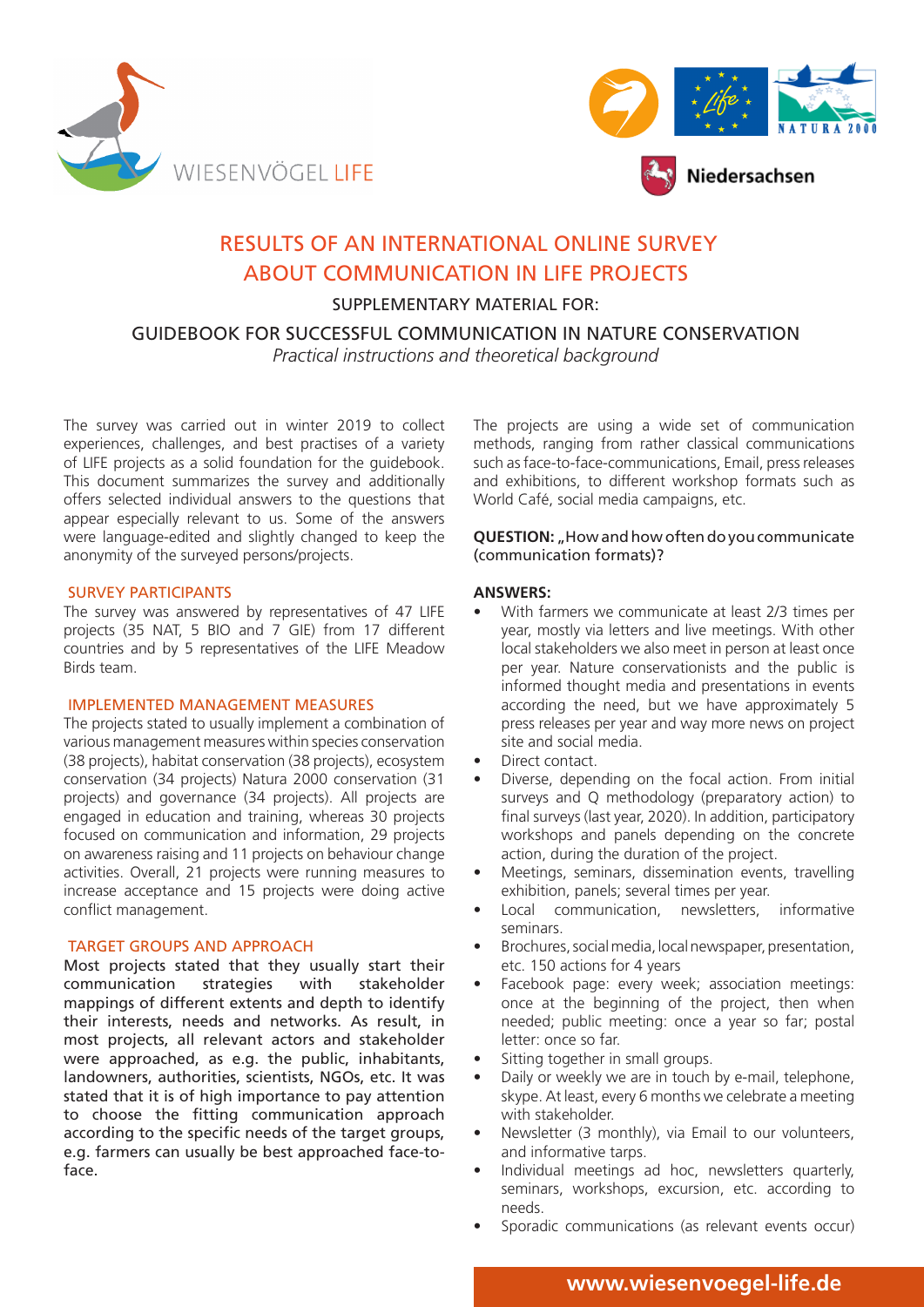WIESENVÖGEL LIFE

Niedersachsen

# RESULTS OF AN INTERNATIONAL ONLINE SURVEY ABOUT COMMUNICATION IN LIFE PROJECTS

SUPPLEMENTARY MATERIAL FOR:

GUIDEBOOK FOR SUCCESSFUL COMMUNICATION IN NATURE CONSERVATION

*Practical instructions and theoretical background*

The survey was carried out in winter 2019 to collect experiences, challenges, and best practises of a variety of LIFE projects as a solid foundation for the guidebook. This document summarizes the survey and additionally offers selected individual answers to the questions that appear especially relevant to us. Some of the answers were language-edited and slightly changed to keep the anonymity of the surveyed persons/projects.

## SURVEY PARTICIPANTS

The survey was answered by representatives of 47 LIFE projects (35 NAT, 5 BIO and 7 GIE) from 17 different countries and by 5 representatives of the LIFE Meadow Birds team.

## IMPLEMENTED MANAGEMENT MEASURES

The projects stated to usually implement a combination of various management measures within species conservation (38 projects), habitat conservation (38 projects), ecosystem conservation (34 projects) Natura 2000 conservation (31 projects) and governance (34 projects). All projects are engaged in education and training, whereas 30 projects focused on communication and information, 29 projects on awareness raising and 11 projects on behaviour change activities. Overall, 21 projects were running measures to increase acceptance and 15 projects were doing active conflict management.

## TARGET GROUPS AND APPROACH

Most projects stated that they usually start their communication strategies with stakeholder mappings of different extents and depth to identify their interests, needs and networks. As result, in most projects, all relevant actors and stakeholder were approached, as e.g. the public, inhabitants, landowners, authorities, scientists, NGOs, etc. It was stated that it is of high importance to pay attention to choose the fitting communication approach according to the specific needs of the target groups, e.g. farmers can usually be best approached face-to-face.

The projects are using a wide set of communication methods, ranging from rather classical communications such as face-to-face-communications, Email, press releases and exhibitions, to different workshop formats such as World Café, social media campaigns, etc.

**QUESTION:** „How and how often do you communicate (communication formats)?

**ANSWERS:**

- With farmers we communicate at least 2/3 times per year, mostly via letters and live meetings. With other local stakeholders we also meet in person at least once per year. Nature conservationists and the public is informed thought media and presentations in events according the need, but we have approximately 5 press releases per year and way more news on project site and social media.
- Direct contact.
- Diverse, depending on the focal action. From initial surveys and Q methodology (preparatory action) to final surveys (last year, 2020). In addition, participatory workshops and panels depending on the concrete action, during the duration of the project.
- Meetings, seminars, dissemination events, travelling exhibition, panels; several times per year.
- Local communication, newsletters, informative seminars.
- Brochures, social media, local newspaper, presentation, etc. 150 actions for 4 years
- Facebook page: every week; association meetings: once at the beginning of the project, then when needed; public meeting: once a year so far; postal letter: once so far.
- Sitting together in small groups.
- Daily or weekly we are in touch by e-mail, telephone, skype. At least, every 6 months we celebrate a meeting with stakeholder.
- Newsletter (3 monthly), via Email to our volunteers, and informative tarps.
- Individual meetings ad hoc, newsletters quarterly, seminars, workshops, excursion, etc. according to needs.
- Sporadic communications (as relevant events occur)

www.wiesenvoegel-life.de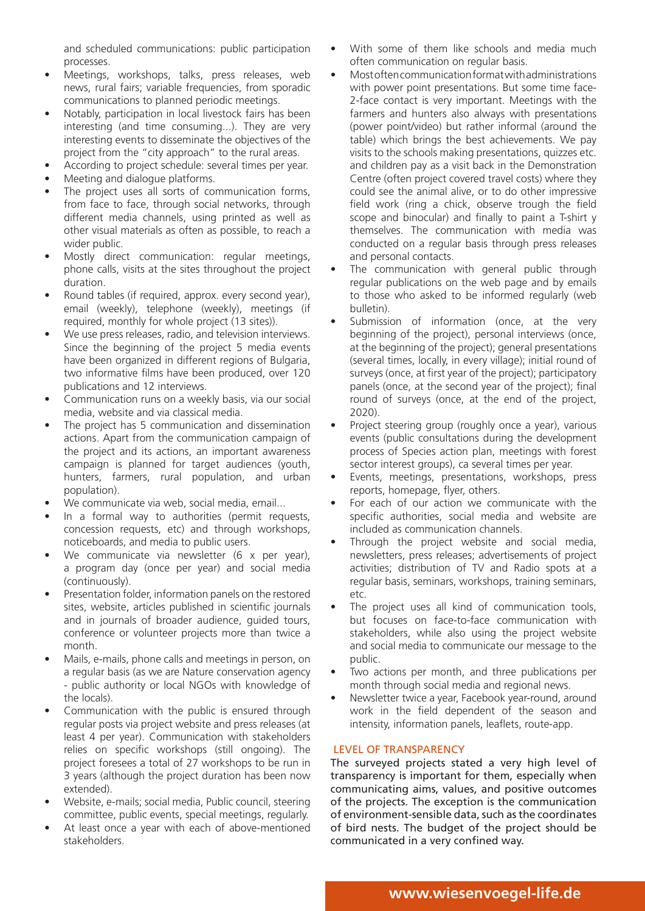and scheduled communications: public participation processes.

- Meetings, workshops, talks, press releases, web news, rural fairs; variable frequencies, from sporadic communications to planned periodic meetings.
- Notably, participation in local livestock fairs has been interesting (and time consuming...). They are very interesting events to disseminate the objectives of the project from the "city approach" to the rural areas.
- According to project schedule: several times per year.
- Meeting and dialogue platforms.
- The project uses all sorts of communication forms, from face to face, through social networks, through different media channels, using printed as well as other visual materials as often as possible, to reach a wider public.
- Mostly direct communication: regular meetings, phone calls, visits at the sites throughout the project duration.
- Round tables (if required, approx. every second year), email (weekly), telephone (weekly), meetings (if required, monthly for whole project (13 sites)).
- We use press releases, radio, and television interviews. Since the beginning of the project 5 media events have been organized in different regions of Bulgaria, two informative films have been produced, over 120 publications and 12 interviews.
- Communication runs on a weekly basis, via our social media, website and via classical media.
- The project has 5 communication and dissemination actions. Apart from the communication campaign of the project and its actions, an important awareness campaign is planned for target audiences (youth, hunters, farmers, rural population, and urban population).
- We communicate via web, social media, email...
- In a formal way to authorities (permit requests, concession requests, etc) and through workshops, noticeboards, and media to public users.
- We communicate via newsletter (6 x per year), a program day (once per year) and social media (continuously).
- Presentation folder, information panels on the restored sites, website, articles published in scientific journals and in journals of broader audience, guided tours, conference or volunteer projects more than twice a month.
- Mails, e-mails, phone calls and meetings in person, on a regular basis (as we are Nature conservation agency - public authority or local NGOs with knowledge of the locals).
- Communication with the public is ensured through regular posts via project website and press releases (at least 4 per year). Communication with stakeholders relies on specific workshops (still ongoing). The project foresees a total of 27 workshops to be run in 3 years (although the project duration has been now extended).
- Website, e-mails; social media, Public council, steering committee, public events, special meetings, regularly.
- At least once a year with each of above-mentioned stakeholders.
- With some of them like schools and media much often communication on regular basis.
- Most often communication format with administrations with power point presentations. But some time face-2-face contact is very important. Meetings with the farmers and hunters also always with presentations (power point/video) but rather informal (around the table) which brings the best achievements. We pay visits to the schools making presentations, quizzes etc. and children pay as a visit back in the Demonstration Centre (often project covered travel costs) where they could see the animal alive, or to do other impressive field work (ring a chick, observe trough the field scope and binocular) and finally to paint a T-shirt y themselves. The communication with media was conducted on a regular basis through press releases and personal contacts.
- The communication with general public through regular publications on the web page and by emails to those who asked to be informed regularly (web bulletin).
- Submission of information (once, at the very beginning of the project), personal interviews (once, at the beginning of the project); general presentations (several times, locally, in every village); initial round of surveys (once, at first year of the project); participatory panels (once, at the second year of the project); final round of surveys (once, at the end of the project, 2020).
- Project steering group (roughly once a year), various events (public consultations during the development process of Species action plan, meetings with forest sector interest groups), ca several times per year.
- Events, meetings, presentations, workshops, press reports, homepage, flyer, others.
- For each of our action we communicate with the specific authorities, social media and website are included as communication channels.
- Through the project website and social media, newsletters, press releases; advertisements of project activities; distribution of TV and Radio spots at a regular basis, seminars, workshops, training seminars, etc.
- The project uses all kind of communication tools, but focuses on face-to-face communication with stakeholders, while also using the project website and social media to communicate our message to the public.
- Two actions per month, and three publications per month through social media and regional news.
- Newsletter twice a year, Facebook year-round, around work in the field dependent of the season and intensity, information panels, leaflets, route-app.

## LEVEL OF TRANSPARENCY

The surveyed projects stated a very high level of transparency is important for them, especially when communicating aims, values, and positive outcomes of the projects. The exception is the communication of environment-sensible data, such as the coordinates of bird nests. The budget of the project should be communicated in a very confined way.

www.wiesenvoegel-life.de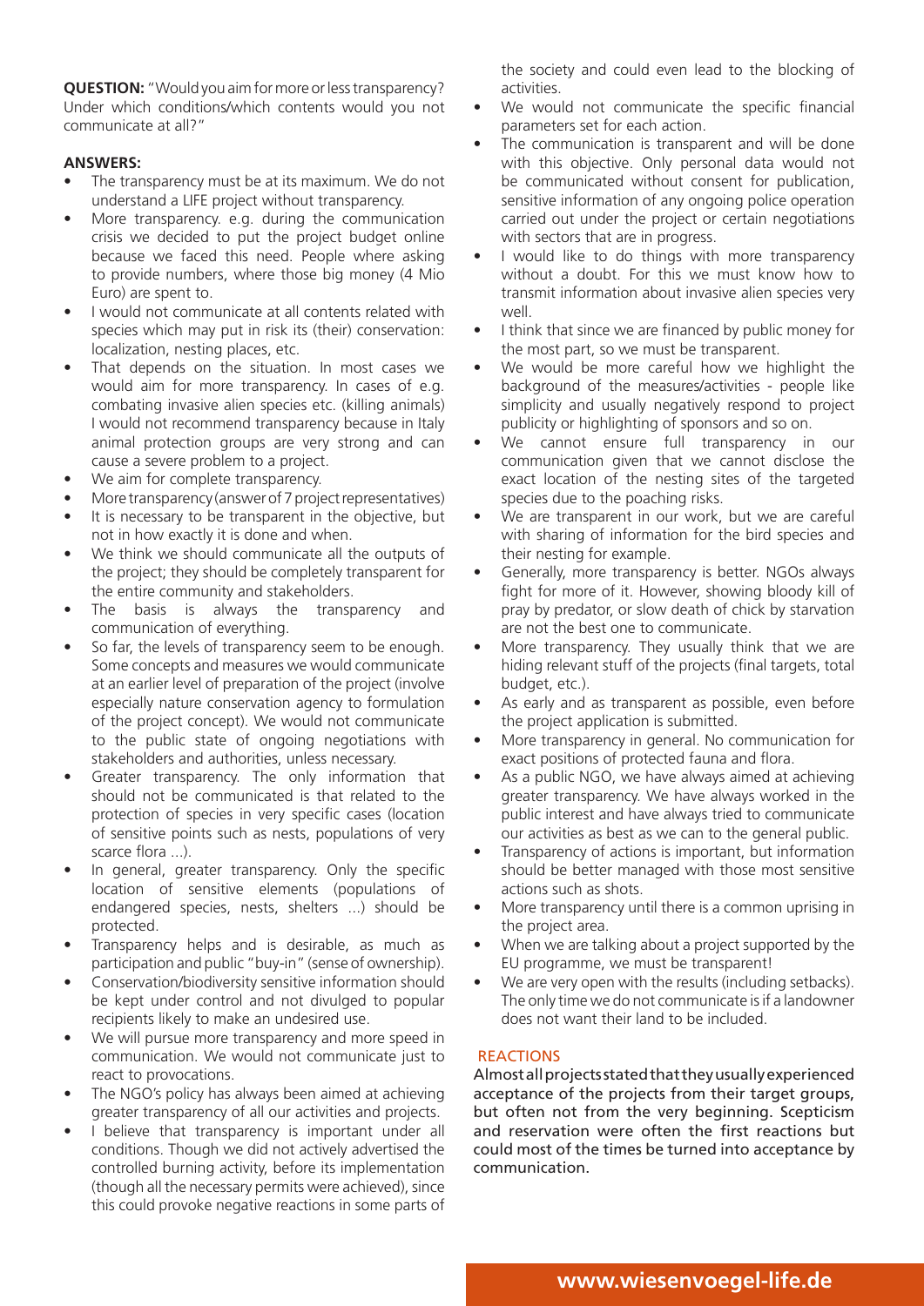**QUESTION:** "Would you aim for more or less transparency? Under which conditions/which contents would you not communicate at all?"

**ANSWERS:**

- The transparency must be at its maximum. We do not understand a LIFE project without transparency.
- More transparency. e.g. during the communication crisis we decided to put the project budget online because we faced this need. People where asking to provide numbers, where those big money (4 Mio Euro) are spent to.
- I would not communicate at all contents related with species which may put in risk its (their) conservation: localization, nesting places, etc.
- That depends on the situation. In most cases we would aim for more transparency. In cases of e.g. combating invasive alien species etc. (killing animals) I would not recommend transparency because in Italy animal protection groups are very strong and can cause a severe problem to a project.
- We aim for complete transparency.
- More transparency (answer of 7 project representatives)
- It is necessary to be transparent in the objective, but not in how exactly it is done and when.
- We think we should communicate all the outputs of the project; they should be completely transparent for the entire community and stakeholders.
- The basis is always the transparency and communication of everything.
- So far, the levels of transparency seem to be enough. Some concepts and measures we would communicate at an earlier level of preparation of the project (involve especially nature conservation agency to formulation of the project concept). We would not communicate to the public state of ongoing negotiations with stakeholders and authorities, unless necessary.
- Greater transparency. The only information that should not be communicated is that related to the protection of species in very specific cases (location of sensitive points such as nests, populations of very scarce flora ...).
- In general, greater transparency. Only the specific location of sensitive elements (populations of endangered species, nests, shelters ...) should be protected.
- Transparency helps and is desirable, as much as participation and public "buy-in" (sense of ownership).
- Conservation/biodiversity sensitive information should be kept under control and not divulged to popular recipients likely to make an undesired use.
- We will pursue more transparency and more speed in communication. We would not communicate just to react to provocations.
- The NGO's policy has always been aimed at achieving greater transparency of all our activities and projects.
- I believe that transparency is important under all conditions. Though we did not actively advertised the controlled burning activity, before its implementation (though all the necessary permits were achieved), since this could provoke negative reactions in some parts of the society and could even lead to the blocking of activities.
- We would not communicate the specific financial parameters set for each action.
- The communication is transparent and will be done with this objective. Only personal data would not be communicated without consent for publication, sensitive information of any ongoing police operation carried out under the project or certain negotiations with sectors that are in progress.
- I would like to do things with more transparency without a doubt. For this we must know how to transmit information about invasive alien species very well.
- I think that since we are financed by public money for the most part, so we must be transparent.
- We would be more careful how we highlight the background of the measures/activities - people like simplicity and usually negatively respond to project publicity or highlighting of sponsors and so on.
- We cannot ensure full transparency in our communication given that we cannot disclose the exact location of the nesting sites of the targeted species due to the poaching risks.
- We are transparent in our work, but we are careful with sharing of information for the bird species and their nesting for example.
- Generally, more transparency is better. NGOs always fight for more of it. However, showing bloody kill of pray by predator, or slow death of chick by starvation are not the best one to communicate.
- More transparency. They usually think that we are hiding relevant stuff of the projects (final targets, total budget, etc.).
- As early and as transparent as possible, even before the project application is submitted.
- More transparency in general. No communication for exact positions of protected fauna and flora.
- As a public NGO, we have always aimed at achieving greater transparency. We have always worked in the public interest and have always tried to communicate our activities as best as we can to the general public.
- Transparency of actions is important, but information should be better managed with those most sensitive actions such as shots.
- More transparency until there is a common uprising in the project area.
- When we are talking about a project supported by the EU programme, we must be transparent!
- We are very open with the results (including setbacks). The only time we do not communicate is if a landowner does not want their land to be included.

## REACTIONS

**Almost all projects stated that they usually experienced acceptance of the projects from their target groups, but often not from the very beginning. Scepticism and reservation were often the first reactions but could most of the times be turned into acceptance by communication.**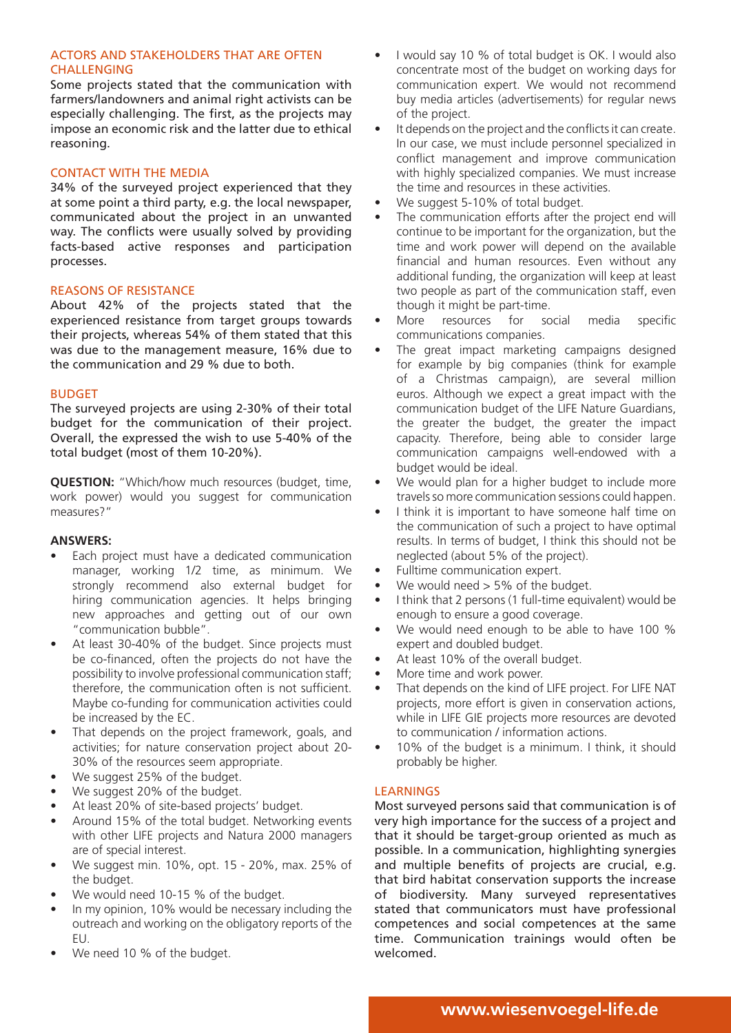## ACTORS AND STAKEHOLDERS THAT ARE OFTEN CHALLENGING

Some projects stated that the communication with farmers/landowners and animal right activists can be especially challenging. The first, as the projects may impose an economic risk and the latter due to ethical reasoning.

## CONTACT WITH THE MEDIA

34% of the surveyed project experienced that they at some point a third party, e.g. the local newspaper, communicated about the project in an unwanted way. The conflicts were usually solved by providing facts-based active responses and participation processes.

## REASONS OF RESISTANCE

About 42% of the projects stated that the experienced resistance from target groups towards their projects, whereas 54% of them stated that this was due to the management measure, 16% due to the communication and 29 % due to both.

## BUDGET

The surveyed projects are using 2-30% of their total budget for the communication of their project. Overall, the expressed the wish to use 5-40% of the total budget (most of them 10-20%).

**QUESTION:** "Which/how much resources (budget, time, work power) would you suggest for communication measures?"

**ANSWERS:**

- Each project must have a dedicated communication manager, working 1/2 time, as minimum. We strongly recommend also external budget for hiring communication agencies. It helps bringing new approaches and getting out of our own "communication bubble".
- At least 30-40% of the budget. Since projects must be co-financed, often the projects do not have the possibility to involve professional communication staff; therefore, the communication often is not sufficient. Maybe co-funding for communication activities could be increased by the EC.
- That depends on the project framework, goals, and activities; for nature conservation project about 20-30% of the resources seem appropriate.
- We suggest 25% of the budget.
- We suggest 20% of the budget.
- At least 20% of site-based projects' budget.
- Around 15% of the total budget. Networking events with other LIFE projects and Natura 2000 managers are of special interest.
- We suggest min. 10%, opt. 15 - 20%, max. 25% of the budget.
- We would need 10-15 % of the budget.
- In my opinion, 10% would be necessary including the outreach and working on the obligatory reports of the EU.
- We need 10 % of the budget.
- I would say 10 % of total budget is OK. I would also concentrate most of the budget on working days for communication expert. We would not recommend buy media articles (advertisements) for regular news of the project.
- It depends on the project and the conflicts it can create. In our case, we must include personnel specialized in conflict management and improve communication with highly specialized companies. We must increase the time and resources in these activities.
- We suggest 5-10% of total budget.
- The communication efforts after the project end will continue to be important for the organization, but the time and work power will depend on the available financial and human resources. Even without any additional funding, the organization will keep at least two people as part of the communication staff, even though it might be part-time.
- More resources for social media specific communications companies.
- The great impact marketing campaigns designed for example by big companies (think for example of a Christmas campaign), are several million euros. Although we expect a great impact with the communication budget of the LIFE Nature Guardians, the greater the budget, the greater the impact capacity. Therefore, being able to consider large communication campaigns well-endowed with a budget would be ideal.
- We would plan for a higher budget to include more travels so more communication sessions could happen.
- I think it is important to have someone half time on the communication of such a project to have optimal results. In terms of budget, I think this should not be neglected (about 5% of the project).
- Fulltime communication expert.
- We would need > 5% of the budget.
- I think that 2 persons (1 full-time equivalent) would be enough to ensure a good coverage.
- We would need enough to be able to have 100 % expert and doubled budget.
- At least 10% of the overall budget.
- More time and work power.
- That depends on the kind of LIFE project. For LIFE NAT projects, more effort is given in conservation actions, while in LIFE GIE projects more resources are devoted to communication / information actions.
- 10% of the budget is a minimum. I think, it should probably be higher.

## LEARNINGS

Most surveyed persons said that communication is of very high importance for the success of a project and that it should be target-group oriented as much as possible. In a communication, highlighting synergies and multiple benefits of projects are crucial, e.g. that bird habitat conservation supports the increase of biodiversity. Many surveyed representatives stated that communicators must have professional competences and social competences at the same time. Communication trainings would often be welcomed.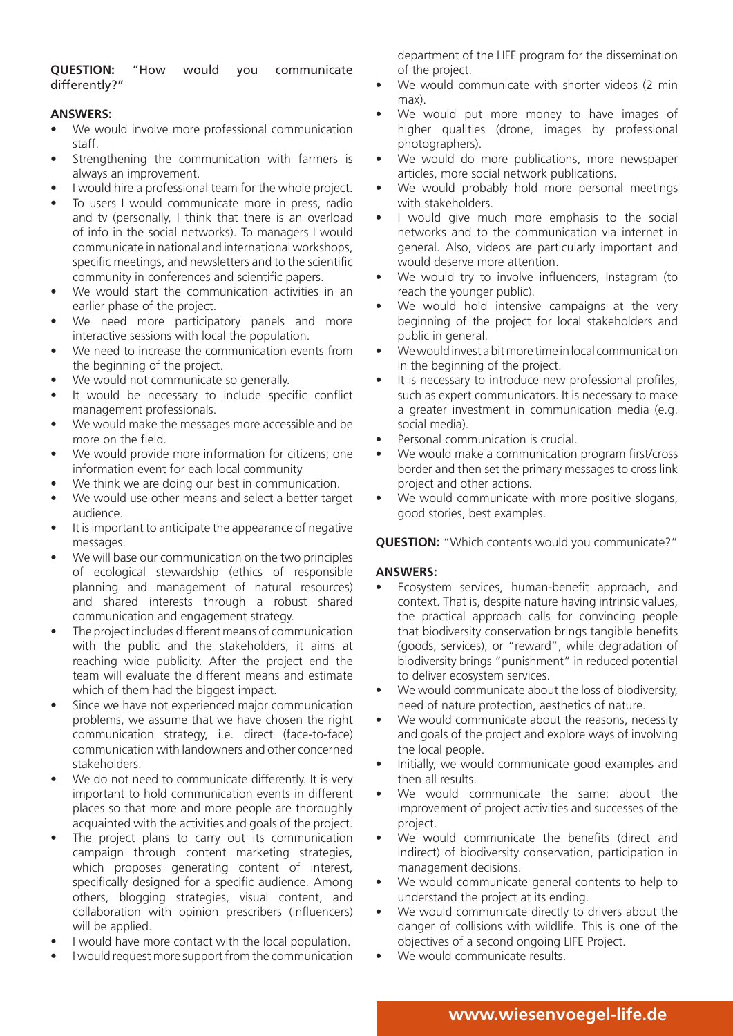**QUESTION:** "How would you communicate differently?"

**ANSWERS:**

- We would involve more professional communication staff.
- Strengthening the communication with farmers is always an improvement.
- I would hire a professional team for the whole project.
- To users I would communicate more in press, radio and tv (personally, I think that there is an overload of info in the social networks). To managers I would communicate in national and international workshops, specific meetings, and newsletters and to the scientific community in conferences and scientific papers.
- We would start the communication activities in an earlier phase of the project.
- We need more participatory panels and more interactive sessions with local the population.
- We need to increase the communication events from the beginning of the project.
- We would not communicate so generally.
- It would be necessary to include specific conflict management professionals.
- We would make the messages more accessible and be more on the field.
- We would provide more information for citizens; one information event for each local community
- We think we are doing our best in communication.
- We would use other means and select a better target audience.
- It is important to anticipate the appearance of negative messages.
- We will base our communication on the two principles of ecological stewardship (ethics of responsible planning and management of natural resources) and shared interests through a robust shared communication and engagement strategy.
- The project includes different means of communication with the public and the stakeholders, it aims at reaching wide publicity. After the project end the team will evaluate the different means and estimate which of them had the biggest impact.
- Since we have not experienced major communication problems, we assume that we have chosen the right communication strategy, i.e. direct (face-to-face) communication with landowners and other concerned stakeholders.
- We do not need to communicate differently. It is very important to hold communication events in different places so that more and more people are thoroughly acquainted with the activities and goals of the project.
- The project plans to carry out its communication campaign through content marketing strategies, which proposes generating content of interest, specifically designed for a specific audience. Among others, blogging strategies, visual content, and collaboration with opinion prescribers (influencers) will be applied.
- I would have more contact with the local population.
- I would request more support from the communication department of the LIFE program for the dissemination of the project.
- We would communicate with shorter videos (2 min max).
- We would put more money to have images of higher qualities (drone, images by professional photographers).
- We would do more publications, more newspaper articles, more social network publications.
- We would probably hold more personal meetings with stakeholders.
- I would give much more emphasis to the social networks and to the communication via internet in general. Also, videos are particularly important and would deserve more attention.
- We would try to involve influencers, Instagram (to reach the younger public).
- We would hold intensive campaigns at the very beginning of the project for local stakeholders and public in general.
- We would invest a bit more time in local communication in the beginning of the project.
- It is necessary to introduce new professional profiles, such as expert communicators. It is necessary to make a greater investment in communication media (e.g. social media).
- Personal communication is crucial.
- We would make a communication program first/cross border and then set the primary messages to cross link project and other actions.
- We would communicate with more positive slogans, good stories, best examples.

**QUESTION:** "Which contents would you communicate?"

**ANSWERS:**

- Ecosystem services, human-benefit approach, and context. That is, despite nature having intrinsic values, the practical approach calls for convincing people that biodiversity conservation brings tangible benefits (goods, services), or "reward", while degradation of biodiversity brings "punishment" in reduced potential to deliver ecosystem services.
- We would communicate about the loss of biodiversity, need of nature protection, aesthetics of nature.
- We would communicate about the reasons, necessity and goals of the project and explore ways of involving the local people.
- Initially, we would communicate good examples and then all results.
- We would communicate the same: about the improvement of project activities and successes of the project.
- We would communicate the benefits (direct and indirect) of biodiversity conservation, participation in management decisions.
- We would communicate general contents to help to understand the project at its ending.
- We would communicate directly to drivers about the danger of collisions with wildlife. This is one of the objectives of a second ongoing LIFE Project.
- We would communicate results.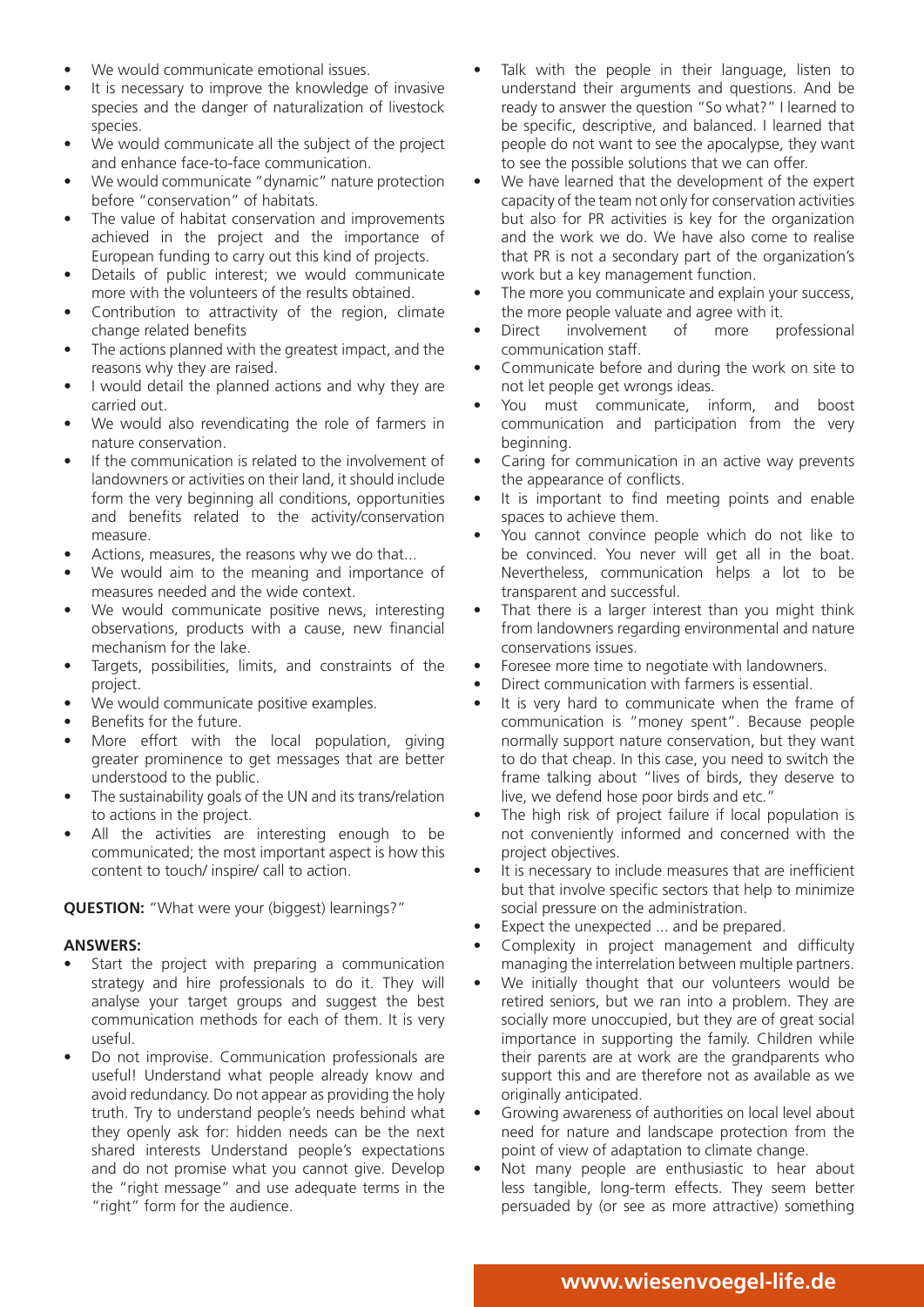- We would communicate emotional issues.
- It is necessary to improve the knowledge of invasive species and the danger of naturalization of livestock species.
- We would communicate all the subject of the project and enhance face-to-face communication.
- We would communicate "dynamic" nature protection before "conservation" of habitats.
- The value of habitat conservation and improvements achieved in the project and the importance of European funding to carry out this kind of projects.
- Details of public interest; we would communicate more with the volunteers of the results obtained.
- Contribution to attractivity of the region, climate change related benefits
- The actions planned with the greatest impact, and the reasons why they are raised.
- I would detail the planned actions and why they are carried out.
- We would also revendicating the role of farmers in nature conservation.
- If the communication is related to the involvement of landowners or activities on their land, it should include form the very beginning all conditions, opportunities and benefits related to the activity/conservation measure.
- Actions, measures, the reasons why we do that...
- We would aim to the meaning and importance of measures needed and the wide context.
- We would communicate positive news, interesting observations, products with a cause, new financial mechanism for the lake.
- Targets, possibilities, limits, and constraints of the project.
- We would communicate positive examples.
- Benefits for the future.
- More effort with the local population, giving greater prominence to get messages that are better understood to the public.
- The sustainability goals of the UN and its trans/relation to actions in the project.
- All the activities are interesting enough to be communicated; the most important aspect is how this content to touch/ inspire/ call to action.

**QUESTION:** "What were your (biggest) learnings?"

**ANSWERS:**

- Start the project with preparing a communication strategy and hire professionals to do it. They will analyse your target groups and suggest the best communication methods for each of them. It is very useful.
- Do not improvise. Communication professionals are useful! Understand what people already know and avoid redundancy. Do not appear as providing the holy truth. Try to understand people's needs behind what they openly ask for: hidden needs can be the next shared interests Understand people's expectations and do not promise what you cannot give. Develop the "right message" and use adequate terms in the "right" form for the audience.
- Talk with the people in their language, listen to understand their arguments and questions. And be ready to answer the question "So what?" I learned to be specific, descriptive, and balanced. I learned that people do not want to see the apocalypse, they want to see the possible solutions that we can offer.
- We have learned that the development of the expert capacity of the team not only for conservation activities but also for PR activities is key for the organization and the work we do. We have also come to realise that PR is not a secondary part of the organization's work but a key management function.
- The more you communicate and explain your success, the more people valuate and agree with it.
- Direct involvement of more professional communication staff.
- Communicate before and during the work on site to not let people get wrongs ideas.
- You must communicate, inform, and boost communication and participation from the very beginning.
- Caring for communication in an active way prevents the appearance of conflicts.
- It is important to find meeting points and enable spaces to achieve them.
- You cannot convince people which do not like to be convinced. You never will get all in the boat. Nevertheless, communication helps a lot to be transparent and successful.
- That there is a larger interest than you might think from landowners regarding environmental and nature conservations issues.
- Foresee more time to negotiate with landowners.
- Direct communication with farmers is essential.
- It is very hard to communicate when the frame of communication is "money spent". Because people normally support nature conservation, but they want to do that cheap. In this case, you need to switch the frame talking about "lives of birds, they deserve to live, we defend hose poor birds and etc."
- The high risk of project failure if local population is not conveniently informed and concerned with the project objectives.
- It is necessary to include measures that are inefficient but that involve specific sectors that help to minimize social pressure on the administration.
- Expect the unexpected ... and be prepared.
- Complexity in project management and difficulty managing the interrelation between multiple partners.
- We initially thought that our volunteers would be retired seniors, but we ran into a problem. They are socially more unoccupied, but they are of great social importance in supporting the family. Children while their parents are at work are the grandparents who support this and are therefore not as available as we originally anticipated.
- Growing awareness of authorities on local level about need for nature and landscape protection from the point of view of adaptation to climate change.
- Not many people are enthusiastic to hear about less tangible, long-term effects. They seem better persuaded by (or see as more attractive) something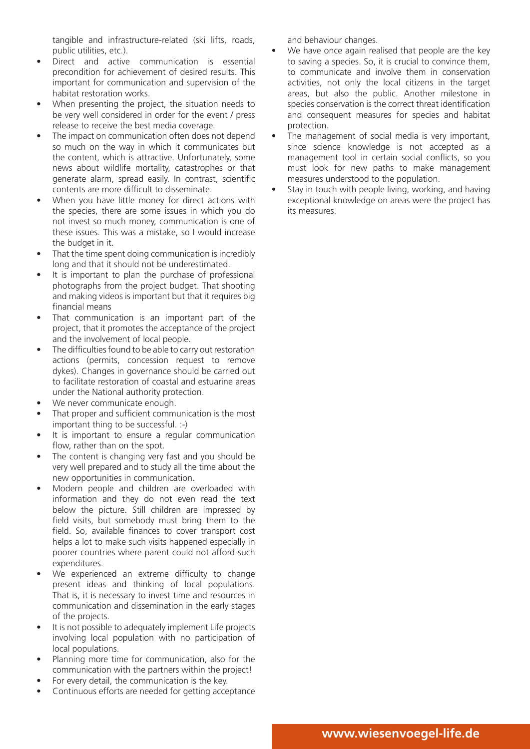tangible and infrastructure-related (ski lifts, roads, public utilities, etc.).

- Direct and active communication is essential precondition for achievement of desired results. This important for communication and supervision of the habitat restoration works.
- When presenting the project, the situation needs to be very well considered in order for the event / press release to receive the best media coverage.
- The impact on communication often does not depend so much on the way in which it communicates but the content, which is attractive. Unfortunately, some news about wildlife mortality, catastrophes or that generate alarm, spread easily. In contrast, scientific contents are more difficult to disseminate.
- When you have little money for direct actions with the species, there are some issues in which you do not invest so much money, communication is one of these issues. This was a mistake, so I would increase the budget in it.
- That the time spent doing communication is incredibly long and that it should not be underestimated.
- It is important to plan the purchase of professional photographs from the project budget. That shooting and making videos is important but that it requires big financial means
- That communication is an important part of the project, that it promotes the acceptance of the project and the involvement of local people.
- The difficulties found to be able to carry out restoration actions (permits, concession request to remove dykes). Changes in governance should be carried out to facilitate restoration of coastal and estuarine areas under the National authority protection.
- We never communicate enough.
- That proper and sufficient communication is the most important thing to be successful. :-)
- It is important to ensure a regular communication flow, rather than on the spot.
- The content is changing very fast and you should be very well prepared and to study all the time about the new opportunities in communication.
- Modern people and children are overloaded with information and they do not even read the text below the picture. Still children are impressed by field visits, but somebody must bring them to the field. So, available finances to cover transport cost helps a lot to make such visits happened especially in poorer countries where parent could not afford such expenditures.
- We experienced an extreme difficulty to change present ideas and thinking of local populations. That is, it is necessary to invest time and resources in communication and dissemination in the early stages of the projects.
- It is not possible to adequately implement Life projects involving local population with no participation of local populations.
- Planning more time for communication, also for the communication with the partners within the project!
- For every detail, the communication is the key.
- Continuous efforts are needed for getting acceptance and behaviour changes.
- We have once again realised that people are the key to saving a species. So, it is crucial to convince them, to communicate and involve them in conservation activities, not only the local citizens in the target areas, but also the public. Another milestone in species conservation is the correct threat identification and consequent measures for species and habitat protection.
- The management of social media is very important, since science knowledge is not accepted as a management tool in certain social conflicts, so you must look for new paths to make management measures understood to the population.
- Stay in touch with people living, working, and having exceptional knowledge on areas were the project has its measures.

**www.wiesenvoegel-life.de**